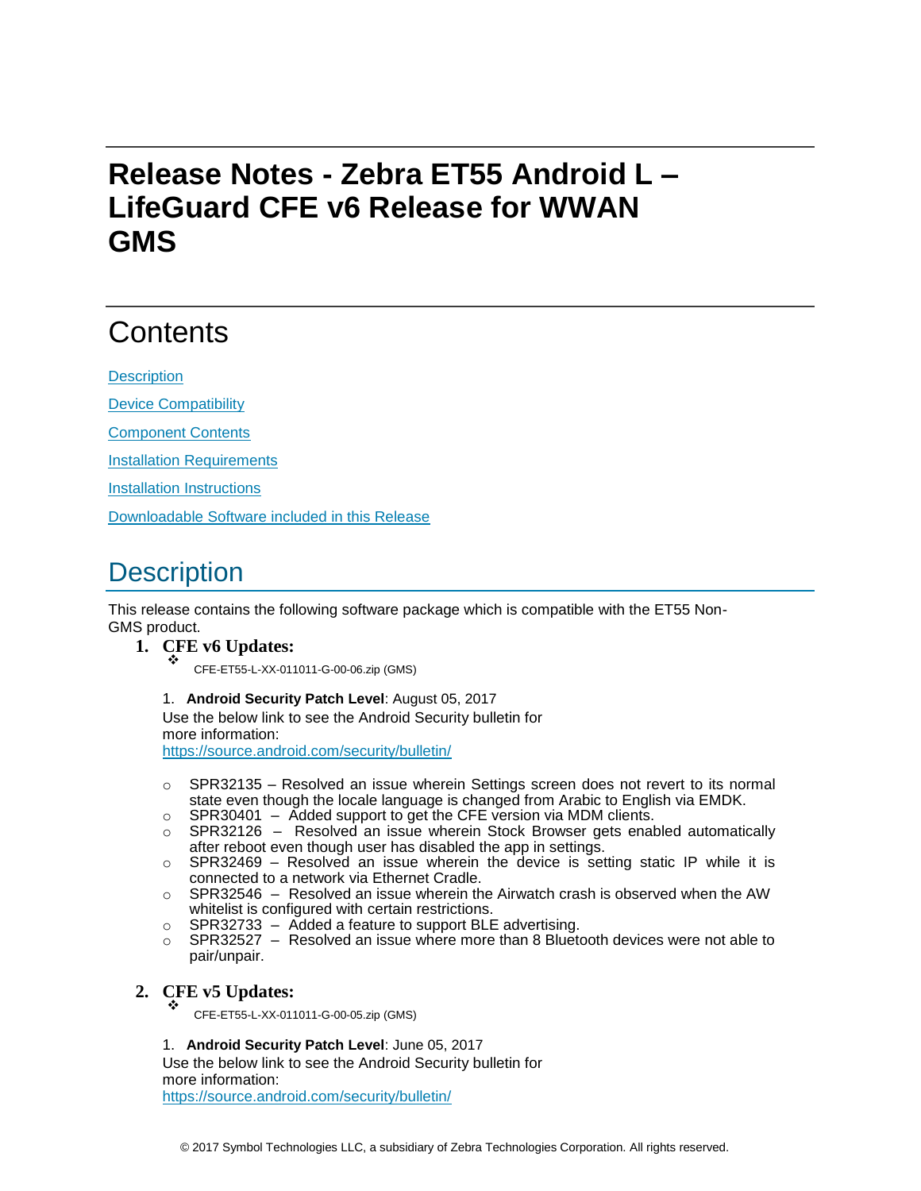# Release Notes - Zebra ET55 Android L – LifeGuard CFE v6 Release for WWAN GMS

## Contents

[Description](#description)

[Device Compatibility](#device-compatibility)

[Component Contents](#component-contents)

[Installation Requirements](#installation-requirements)

[Installation Instructions](#installation-instructions)

[Downloadable Software included in this Release](#downloadable-software-included-in-this-release)

## Description

This release contains the following software package which is compatible with the ET55 Non-GMS product.

1. **CFE v6 Updates:**
   - CFE-ET55-L-XX-011011-G-00-06.zip (GMS)

   1. **Android Security Patch Level**: August 05, 2017
   Use the below link to see the Android Security bulletin for more information:
   https://source.android.com/security/bulletin/

   - SPR32135 – Resolved an issue wherein Settings screen does not revert to its normal state even though the locale language is changed from Arabic to English via EMDK.
   - SPR30401 – Added support to get the CFE version via MDM clients.
   - SPR32126 – Resolved an issue wherein Stock Browser gets enabled automatically after reboot even though user has disabled the app in settings.
   - SPR32469 – Resolved an issue wherein the device is setting static IP while it is connected to a network via Ethernet Cradle.
   - SPR32546 – Resolved an issue wherein the Airwatch crash is observed when the AW whitelist is configured with certain restrictions.
   - SPR32733 – Added a feature to support BLE advertising.
   - SPR32527 – Resolved an issue where more than 8 Bluetooth devices were not able to pair/unpair.

2. **CFE v5 Updates:**
   - CFE-ET55-L-XX-011011-G-00-05.zip (GMS)

   1. **Android Security Patch Level**: June 05, 2017
   Use the below link to see the Android Security bulletin for more information:
   https://source.android.com/security/bulletin/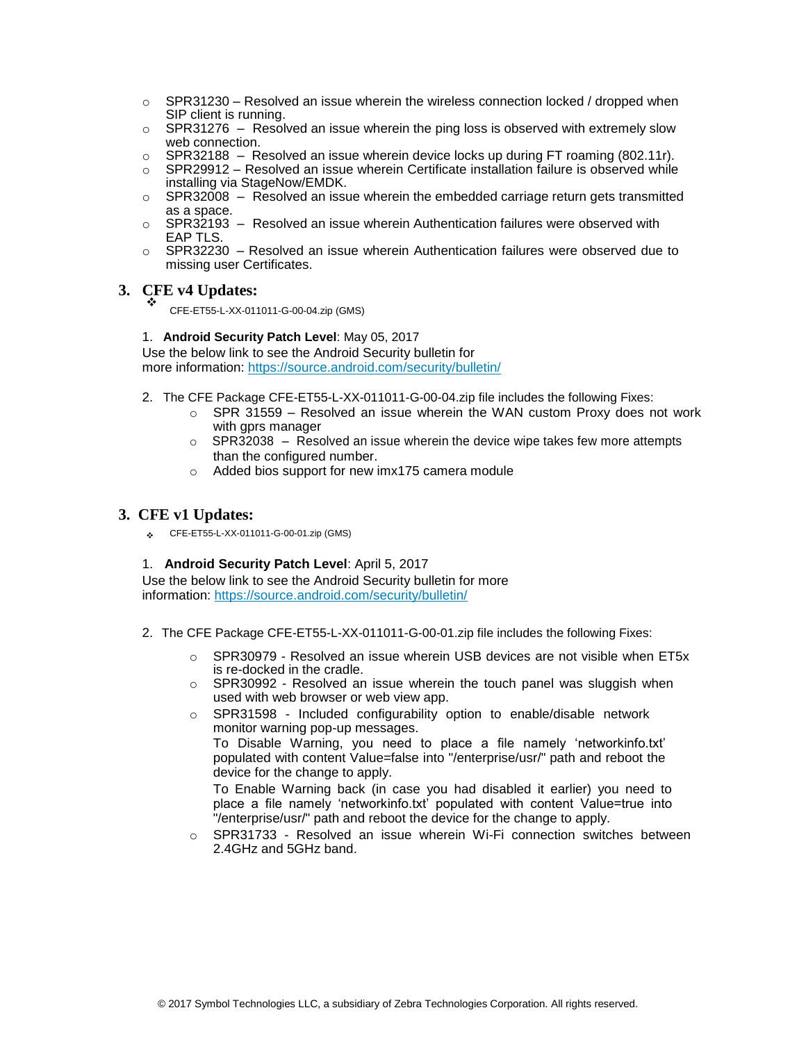- SPR31230 – Resolved an issue wherein the wireless connection locked / dropped when SIP client is running.
- SPR31276 – Resolved an issue wherein the ping loss is observed with extremely slow web connection.
- SPR32188 – Resolved an issue wherein device locks up during FT roaming (802.11r).
- SPR29912 – Resolved an issue wherein Certificate installation failure is observed while installing via StageNow/EMDK.
- SPR32008 – Resolved an issue wherein the embedded carriage return gets transmitted as a space.
- SPR32193 – Resolved an issue wherein Authentication failures were observed with EAP TLS.
- SPR32230 – Resolved an issue wherein Authentication failures were observed due to missing user Certificates.

## 3. CFE v4 Updates:

- CFE-ET55-L-XX-011011-G-00-04.zip (GMS)

1. **Android Security Patch Level**: May 05, 2017

Use the below link to see the Android Security bulletin for more information: https://source.android.com/security/bulletin/

2. The CFE Package CFE-ET55-L-XX-011011-G-00-04.zip file includes the following Fixes:
   - SPR 31559 – Resolved an issue wherein the WAN custom Proxy does not work with gprs manager
   - SPR32038 – Resolved an issue wherein the device wipe takes few more attempts than the configured number.
   - Added bios support for new imx175 camera module

## 3. CFE v1 Updates:

- CFE-ET55-L-XX-011011-G-00-01.zip (GMS)

1. **Android Security Patch Level**: April 5, 2017

Use the below link to see the Android Security bulletin for more information: https://source.android.com/security/bulletin/

2. The CFE Package CFE-ET55-L-XX-011011-G-00-01.zip file includes the following Fixes:
   - SPR30979 - Resolved an issue wherein USB devices are not visible when ET5x is re-docked in the cradle.
   - SPR30992 - Resolved an issue wherein the touch panel was sluggish when used with web browser or web view app.
   - SPR31598 - Included configurability option to enable/disable network monitor warning pop-up messages.

     To Disable Warning, you need to place a file namely 'networkinfo.txt' populated with content Value=false into "/enterprise/usr/" path and reboot the device for the change to apply.

     To Enable Warning back (in case you had disabled it earlier) you need to place a file namely 'networkinfo.txt' populated with content Value=true into "/enterprise/usr/" path and reboot the device for the change to apply.
   - SPR31733 - Resolved an issue wherein Wi-Fi connection switches between 2.4GHz and 5GHz band.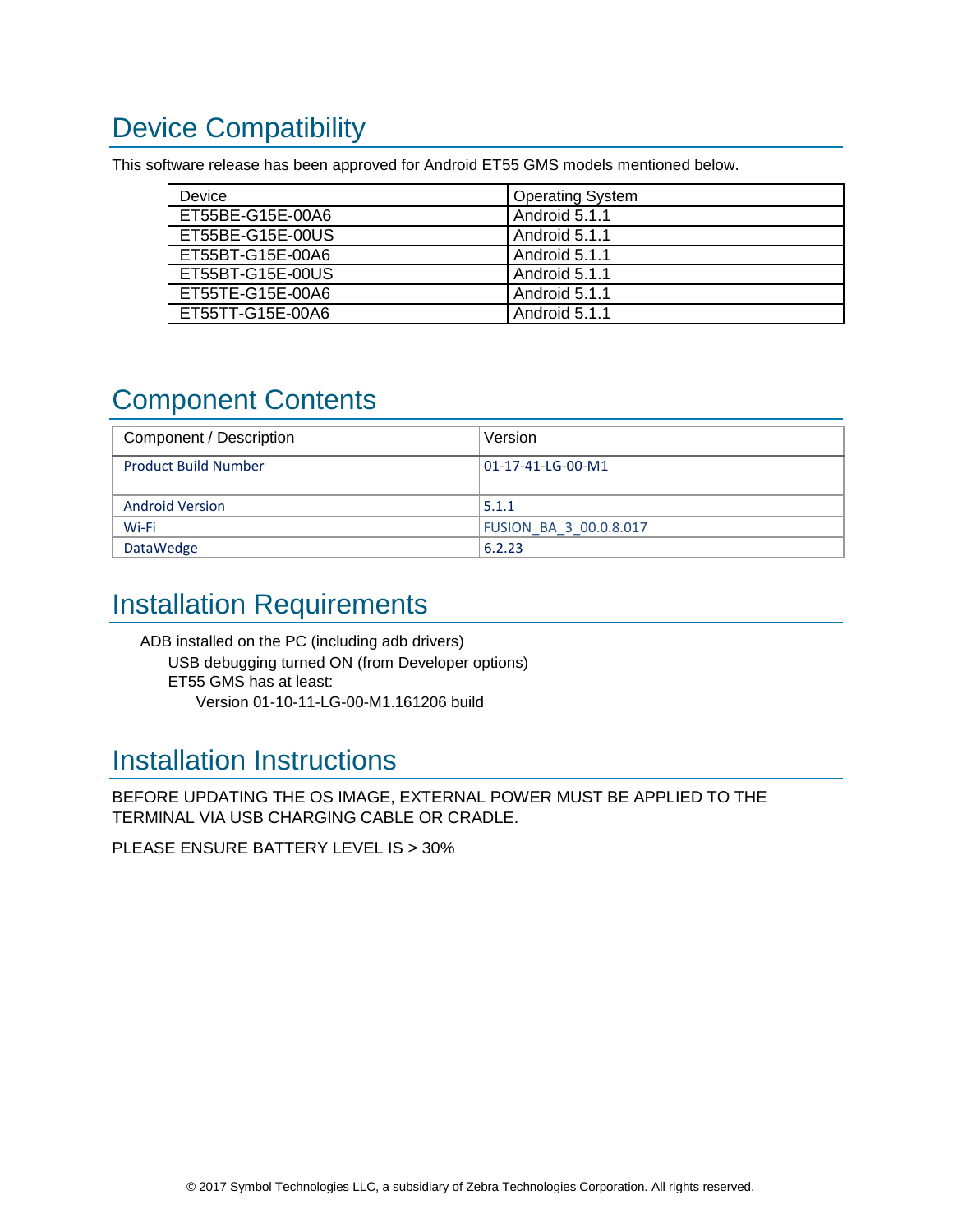# Device Compatibility

This software release has been approved for Android ET55 GMS models mentioned below.

| Device | Operating System |
| --- | --- |
| ET55BE-G15E-00A6 | Android 5.1.1 |
| ET55BE-G15E-00US | Android 5.1.1 |
| ET55BT-G15E-00A6 | Android 5.1.1 |
| ET55BT-G15E-00US | Android 5.1.1 |
| ET55TE-G15E-00A6 | Android 5.1.1 |
| ET55TT-G15E-00A6 | Android 5.1.1 |

# Component Contents

| Component / Description | Version |
| --- | --- |
| Product Build Number | 01-17-41-LG-00-M1 |
| Android Version | 5.1.1 |
| Wi-Fi | FUSION_BA_3_00.0.8.017 |
| DataWedge | 6.2.23 |

# Installation Requirements

ADB installed on the PC (including adb drivers)

- USB debugging turned ON (from Developer options)
- ET55 GMS has at least:
  - Version 01-10-11-LG-00-M1.161206 build

# Installation Instructions

BEFORE UPDATING THE OS IMAGE, EXTERNAL POWER MUST BE APPLIED TO THE TERMINAL VIA USB CHARGING CABLE OR CRADLE.

PLEASE ENSURE BATTERY LEVEL IS > 30%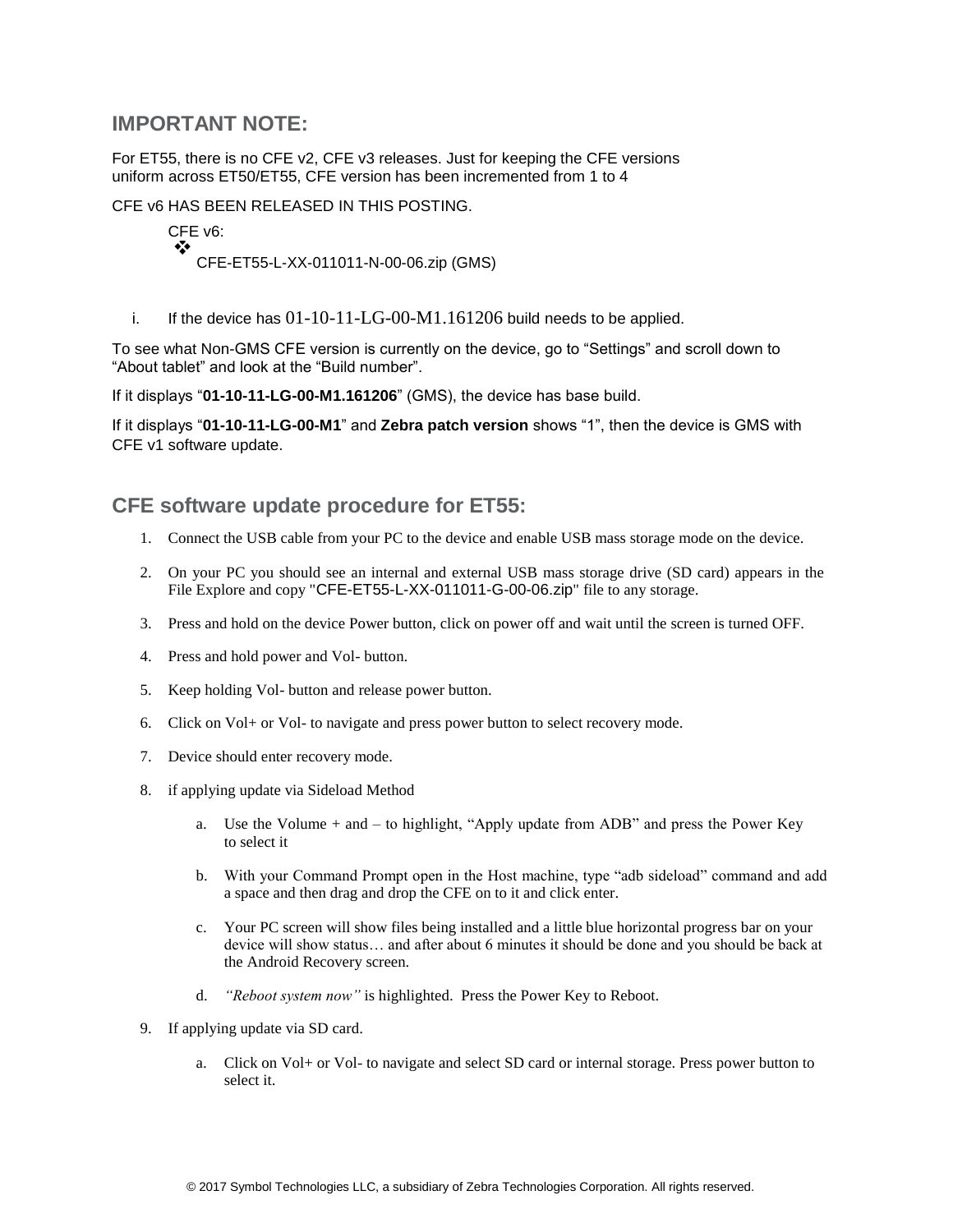## IMPORTANT NOTE:

For ET55, there is no CFE v2, CFE v3 releases. Just for keeping the CFE versions uniform across ET50/ET55, CFE version has been incremented from 1 to 4

CFE v6 HAS BEEN RELEASED IN THIS POSTING.

CFE v6:

- CFE-ET55-L-XX-011011-N-00-06.zip (GMS)

i. If the device has 01-10-11-LG-00-M1.161206 build needs to be applied.

To see what Non-GMS CFE version is currently on the device, go to "Settings" and scroll down to "About tablet" and look at the "Build number".

If it displays "**01-10-11-LG-00-M1.161206**" (GMS), the device has base build.

If it displays "**01-10-11-LG-00-M1**" and **Zebra patch version** shows "1", then the device is GMS with CFE v1 software update.

## CFE software update procedure for ET55:

1. Connect the USB cable from your PC to the device and enable USB mass storage mode on the device.
2. On your PC you should see an internal and external USB mass storage drive (SD card) appears in the File Explore and copy "CFE-ET55-L-XX-011011-G-00-06.zip" file to any storage.
3. Press and hold on the device Power button, click on power off and wait until the screen is turned OFF.
4. Press and hold power and Vol- button.
5. Keep holding Vol- button and release power button.
6. Click on Vol+ or Vol- to navigate and press power button to select recovery mode.
7. Device should enter recovery mode.
8. if applying update via Sideload Method
   a. Use the Volume + and – to highlight, "Apply update from ADB" and press the Power Key to select it
   b. With your Command Prompt open in the Host machine, type "adb sideload" command and add a space and then drag and drop the CFE on to it and click enter.
   c. Your PC screen will show files being installed and a little blue horizontal progress bar on your device will show status… and after about 6 minutes it should be done and you should be back at the Android Recovery screen.
   d. *"Reboot system now"* is highlighted. Press the Power Key to Reboot.
9. If applying update via SD card.
   a. Click on Vol+ or Vol- to navigate and select SD card or internal storage. Press power button to select it.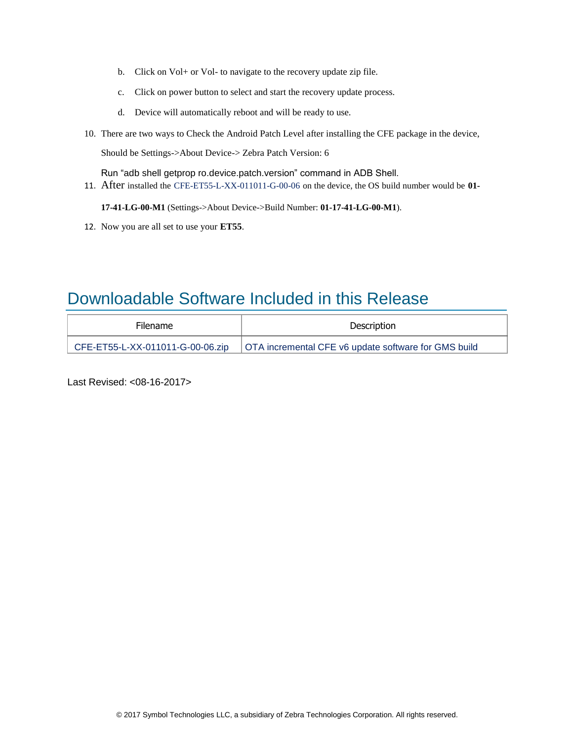b. Click on Vol+ or Vol- to navigate to the recovery update zip file.

   c. Click on power button to select and start the recovery update process.

   d. Device will automatically reboot and will be ready to use.

10. There are two ways to Check the Android Patch Level after installing the CFE package in the device,

    Should be Settings->About Device-> Zebra Patch Version: 6

    Run “adb shell getprop ro.device.patch.version” command in ADB Shell.

11. After installed the CFE-ET55-L-XX-011011-G-00-06 on the device, the OS build number would be **01-17-41-LG-00-M1** (Settings->About Device->Build Number: **01-17-41-LG-00-M1**).

12. Now you are all set to use your **ET55**.

# Downloadable Software Included in this Release

| Filename | Description |
| --- | --- |
| CFE-ET55-L-XX-011011-G-00-06.zip | OTA incremental CFE v6 update software for GMS build |

Last Revised: <08-16-2017>

© 2017 Symbol Technologies LLC, a subsidiary of Zebra Technologies Corporation. All rights reserved.